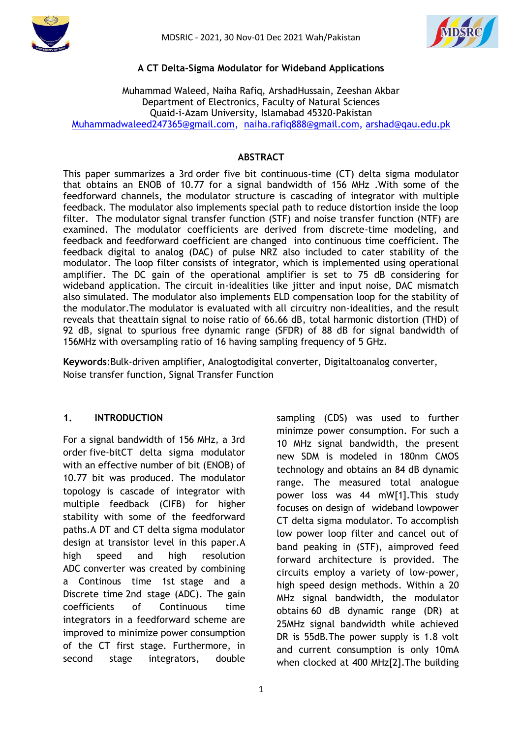MDSRIC - 2021, 30 Nov-01 Dec 2021 Wah/Pakistan

# A CT Delta-Sigma Modulator for Wideband Applications

Muhammad Waleed, Naiha Rafiq, ArshadHussain, Zeeshan Akbar
Department of Electronics, Faculty of Natural Sciences
Quaid-i-Azam University, Islamabad 45320-Pakistan
Muhammadwaleed247365@gmail.com, naiha.rafiq888@gmail.com, arshad@qau.edu.pk

## ABSTRACT

This paper summarizes a 3rd order five bit continuous-time (CT) delta sigma modulator that obtains an ENOB of 10.77 for a signal bandwidth of 156 MHz .With some of the feedforward channels, the modulator structure is cascading of integrator with multiple feedback. The modulator also implements special path to reduce distortion inside the loop filter. The modulator signal transfer function (STF) and noise transfer function (NTF) are examined. The modulator coefficients are derived from discrete-time modeling, and feedback and feedforward coefficient are changed into continuous time coefficient. The feedback digital to analog (DAC) of pulse NRZ also included to cater stability of the modulator. The loop filter consists of integrator, which is implemented using operational amplifier. The DC gain of the operational amplifier is set to 75 dB considering for wideband application. The circuit in-idealities like jitter and input noise, DAC mismatch also simulated. The modulator also implements ELD compensation loop for the stability of the modulator.The modulator is evaluated with all circuitry non-idealities, and the result reveals that theattain signal to noise ratio of 66.66 dB, total harmonic distortion (THD) of 92 dB, signal to spurious free dynamic range (SFDR) of 88 dB for signal bandwidth of 156MHz with oversampling ratio of 16 having sampling frequency of 5 GHz.

**Keywords**:Bulk-driven amplifier, Analogtodigital converter, Digitaltoanalog converter, Noise transfer function, Signal Transfer Function

## 1. INTRODUCTION

For a signal bandwidth of 156 MHz, a 3rd order five-bitCT delta sigma modulator with an effective number of bit (ENOB) of 10.77 bit was produced. The modulator topology is cascade of integrator with multiple feedback (CIFB) for higher stability with some of the feedforward paths.A DT and CT delta sigma modulator design at transistor level in this paper.A high speed and high resolution ADC converter was created by combining a Continous time 1st stage and a Discrete time 2nd stage (ADC). The gain coefficients of Continuous time integrators in a feedforward scheme are improved to minimize power consumption of the CT first stage. Furthermore, in second stage integrators, double sampling (CDS) was used to further minimze power consumption. For such a 10 MHz signal bandwidth, the present new SDM is modeled in 180nm CMOS technology and obtains an 84 dB dynamic range. The measured total analogue power loss was 44 mW[1].This study focuses on design of wideband lowpower CT delta sigma modulator. To accomplish low power loop filter and cancel out of band peaking in (STF), aimproved feed forward architecture is provided. The circuits employ a variety of low-power, high speed design methods. Within a 20 MHz signal bandwidth, the modulator obtains 60 dB dynamic range (DR) at 25MHz signal bandwidth while achieved DR is 55dB.The power supply is 1.8 volt and current consumption is only 10mA when clocked at 400 MHz[2].The building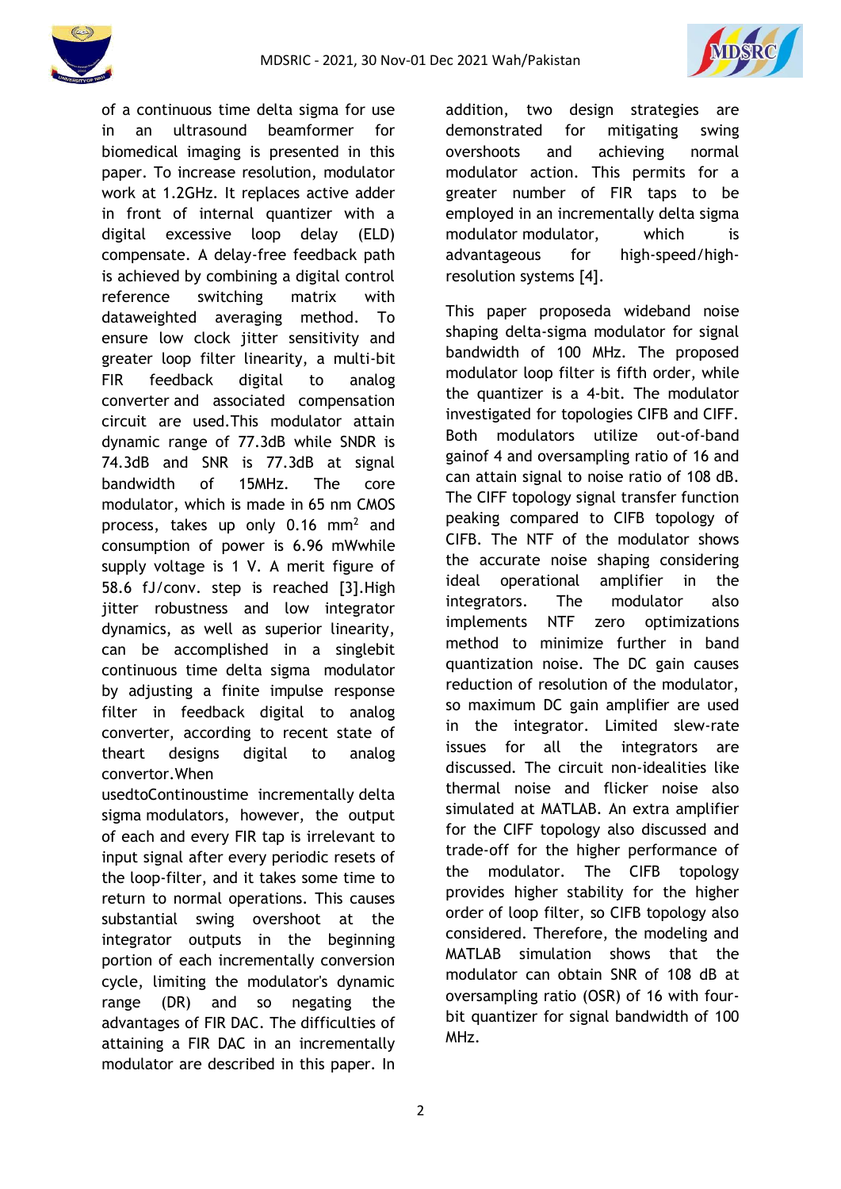of a continuous time delta sigma for use in an ultrasound beamformer for biomedical imaging is presented in this paper. To increase resolution, modulator work at 1.2GHz. It replaces active adder in front of internal quantizer with a digital excessive loop delay (ELD) compensate. A delay-free feedback path is achieved by combining a digital control reference switching matrix with dataweighted averaging method. To ensure low clock jitter sensitivity and greater loop filter linearity, a multi-bit FIR feedback digital to analog converter and associated compensation circuit are used.This modulator attain dynamic range of 77.3dB while SNDR is 74.3dB and SNR is 77.3dB at signal bandwidth of 15MHz. The core modulator, which is made in 65 nm CMOS process, takes up only 0.16 $mm^2$ and consumption of power is 6.96 mWwhile supply voltage is 1 V. A merit figure of 58.6 fJ/conv. step is reached [3].High jitter robustness and low integrator dynamics, as well as superior linearity, can be accomplished in a singlebit continuous time delta sigma modulator by adjusting a finite impulse response filter in feedback digital to analog converter, according to recent state of theart designs digital to analog convertor.When usedtoContinoustime incrementally delta sigma modulators, however, the output of each and every FIR tap is irrelevant to input signal after every periodic resets of the loop-filter, and it takes some time to return to normal operations. This causes substantial swing overshoot at the integrator outputs in the beginning portion of each incrementally conversion cycle, limiting the modulator's dynamic range (DR) and so negating the advantages of FIR DAC. The difficulties of attaining a FIR DAC in an incrementally modulator are described in this paper. In addition, two design strategies are demonstrated for mitigating swing overshoots and achieving normal modulator action. This permits for a greater number of FIR taps to be employed in an incrementally delta sigma modulator modulator, which is advantageous for high-speed/high-resolution systems [4].

This paper proposeda wideband noise shaping delta-sigma modulator for signal bandwidth of 100 MHz. The proposed modulator loop filter is fifth order, while the quantizer is a 4-bit. The modulator investigated for topologies CIFB and CIFF. Both modulators utilize out-of-band gainof 4 and oversampling ratio of 16 and can attain signal to noise ratio of 108 dB. The CIFF topology signal transfer function peaking compared to CIFB topology of CIFB. The NTF of the modulator shows the accurate noise shaping considering ideal operational amplifier in the integrators. The modulator also implements NTF zero optimizations method to minimize further in band quantization noise. The DC gain causes reduction of resolution of the modulator, so maximum DC gain amplifier are used in the integrator. Limited slew-rate issues for all the integrators are discussed. The circuit non-idealities like thermal noise and flicker noise also simulated at MATLAB. An extra amplifier for the CIFF topology also discussed and trade-off for the higher performance of the modulator. The CIFB topology provides higher stability for the higher order of loop filter, so CIFB topology also considered. Therefore, the modeling and MATLAB simulation shows that the modulator can obtain SNR of 108 dB at oversampling ratio (OSR) of 16 with four-bit quantizer for signal bandwidth of 100 MHz.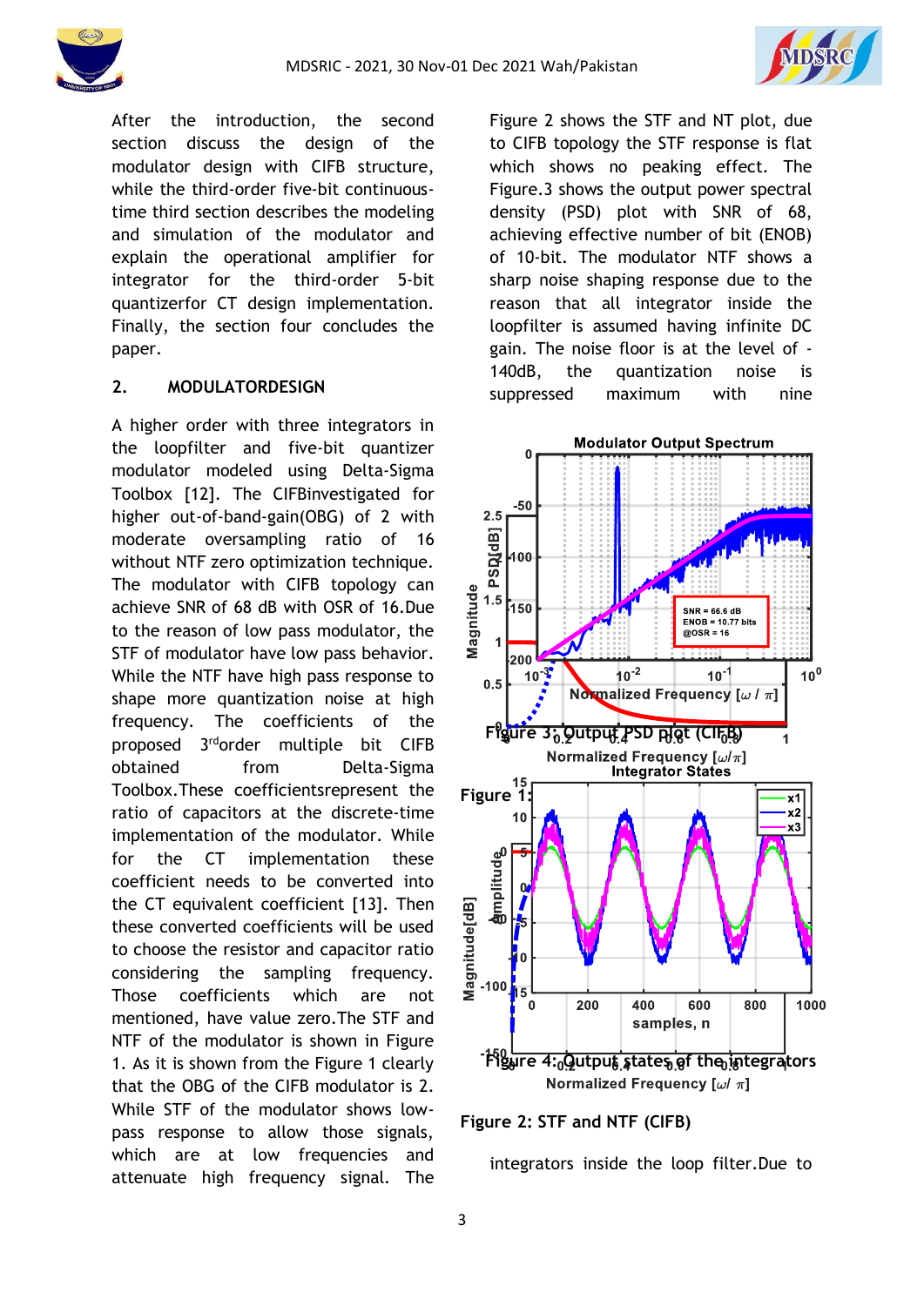After the introduction, the second section discuss the design of the modulator design with CIFB structure, while the third-order five-bit continuous-time third section describes the modeling and simulation of the modulator and explain the operational amplifier for integrator for the third-order 5-bit quantizerfor CT design implementation. Finally, the section four concludes the paper.

## 2. MODULATORDESIGN

A higher order with three integrators in the loopfilter and five-bit quantizer modulator modeled using Delta-Sigma Toolbox [12]. The CIFBinvestigated for higher out-of-band-gain(OBG) of 2 with moderate oversampling ratio of 16 without NTF zero optimization technique. The modulator with CIFB topology can achieve SNR of 68 dB with OSR of 16.Due to the reason of low pass modulator, the STF of modulator have low pass behavior. While the NTF have high pass response to shape more quantization noise at high frequency. The coefficients of the proposed 3rdorder multiple bit CIFB obtained from Delta-Sigma Toolbox.These coefficientsrepresent the ratio of capacitors at the discrete-time implementation of the modulator. While for the CT implementation these coefficient needs to be converted into the CT equivalent coefficient [13]. Then these converted coefficients will be used to choose the resistor and capacitor ratio considering the sampling frequency. Those coefficients which are not mentioned, have value zero.The STF and NTF of the modulator is shown in Figure 1. As it is shown from the Figure 1 clearly that the OBG of the CIFB modulator is 2. While STF of the modulator shows low-pass response to allow those signals, which are at low frequencies and attenuate high frequency signal. The Figure 2 shows the STF and NT plot, due to CIFB topology the STF response is flat which shows no peaking effect. The Figure.3 shows the output power spectral density (PSD) plot with SNR of 68, achieving effective number of bit (ENOB) of 10-bit. The modulator NTF shows a sharp noise shaping response due to the reason that all integrator inside the loopfilter is assumed having infinite DC gain. The noise floor is at the level of -140dB, the quantization noise is suppressed maximum with nine integrators inside the loop filter.Due to

Figure 1:

Figure 2: STF and NTF (CIFB)

Figure 3: Output PSD plot (CIFB)

Figure 4: Output states of the integrators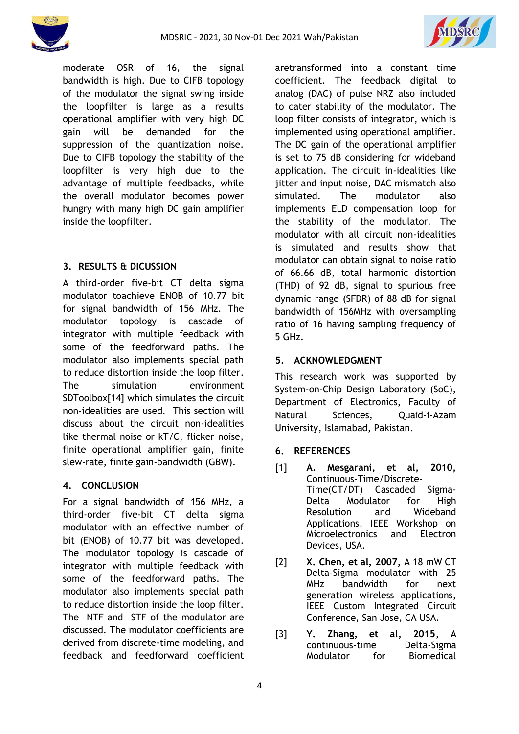moderate OSR of 16, the signal bandwidth is high. Due to CIFB topology of the modulator the signal swing inside the loopfilter is large as a results operational amplifier with very high DC gain will be demanded for the suppression of the quantization noise. Due to CIFB topology the stability of the loopfilter is very high due to the advantage of multiple feedbacks, while the overall modulator becomes power hungry with many high DC gain amplifier inside the loopfilter.

## 3. RESULTS & DICUSSION

A third-order five-bit CT delta sigma modulator toachieve ENOB of 10.77 bit for signal bandwidth of 156 MHz. The modulator topology is cascade of integrator with multiple feedback with some of the feedforward paths. The modulator also implements special path to reduce distortion inside the loop filter. The simulation environment SDToolbox[14] which simulates the circuit non-idealities are used. This section will discuss about the circuit non-idealities like thermal noise or kT/C, flicker noise, finite operational amplifier gain, finite slew-rate, finite gain-bandwidth (GBW).

## 4. CONCLUSION

For a signal bandwidth of 156 MHz, a third-order five-bit CT delta sigma modulator with an effective number of bit (ENOB) of 10.77 bit was developed. The modulator topology is cascade of integrator with multiple feedback with some of the feedforward paths. The modulator also implements special path to reduce distortion inside the loop filter. The NTF and STF of the modulator are discussed. The modulator coefficients are derived from discrete-time modeling, and feedback and feedforward coefficient aretransformed into a constant time coefficient. The feedback digital to analog (DAC) of pulse NRZ also included to cater stability of the modulator. The loop filter consists of integrator, which is implemented using operational amplifier. The DC gain of the operational amplifier is set to 75 dB considering for wideband application. The circuit in-idealities like jitter and input noise, DAC mismatch also simulated. The modulator also implements ELD compensation loop for the stability of the modulator. The modulator with all circuit non-idealities is simulated and results show that modulator can obtain signal to noise ratio of 66.66 dB, total harmonic distortion (THD) of 92 dB, signal to spurious free dynamic range (SFDR) of 88 dB for signal bandwidth of 156MHz with oversampling ratio of 16 having sampling frequency of 5 GHz.

## 5. ACKNOWLEDGMENT

This research work was supported by System-on-Chip Design Laboratory (SoC), Department of Electronics, Faculty of Natural Sciences, Quaid-i-Azam University, Islamabad, Pakistan.

## 6. REFERENCES

[1] **A. Mesgarani, et al, 2010,** Continuous-Time/Discrete-Time(CT/DT) Cascaded Sigma-Delta Modulator for High Resolution and Wideband Applications, IEEE Workshop on Microelectronics and Electron Devices, USA.

[2] **X. Chen, et al, 2007,** A 18 mW CT Delta-Sigma modulator with 25 MHz bandwidth for next generation wireless applications, IEEE Custom Integrated Circuit Conference, San Jose, CA USA.

[3] **Y. Zhang, et al, 2015,** A continuous-time Delta-Sigma Modulator for Biomedical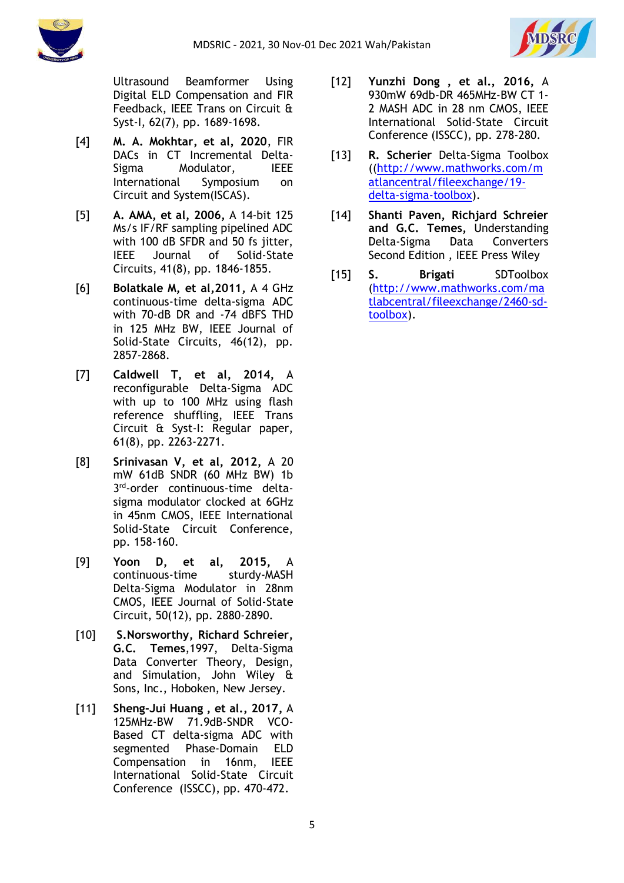Ultrasound Beamformer Using Digital ELD Compensation and FIR Feedback, IEEE Trans on Circuit & Syst-I, 62(7), pp. 1689-1698.

[4] **M. A. Mokhtar, et al, 2020**, FIR DACs in CT Incremental Delta-Sigma Modulator, IEEE International Symposium on Circuit and System(ISCAS).

[5] **A. AMA, et al, 2006,** A 14-bit 125 Ms/s IF/RF sampling pipelined ADC with 100 dB SFDR and 50 fs jitter, IEEE Journal of Solid-State Circuits, 41(8), pp. 1846-1855.

[6] **Bolatkale M, et al,2011,** A 4 GHz continuous-time delta-sigma ADC with 70-dB DR and -74 dBFS THD in 125 MHz BW, IEEE Journal of Solid-State Circuits, 46(12), pp. 2857-2868.

[7] **Caldwell T, et al, 2014,** A reconfigurable Delta-Sigma ADC with up to 100 MHz using flash reference shuffling, IEEE Trans Circuit & Syst-I: Regular paper, 61(8), pp. 2263-2271.

[8] **Srinivasan V, et al, 2012,** A 20 mW 61dB SNDR (60 MHz BW) 1b 3rd-order continuous-time delta-sigma modulator clocked at 6GHz in 45nm CMOS, IEEE International Solid-State Circuit Conference, pp. 158-160.

[9] **Yoon D, et al, 2015,** A continuous-time sturdy-MASH Delta-Sigma Modulator in 28nm CMOS, IEEE Journal of Solid-State Circuit, 50(12), pp. 2880-2890.

[10] **S.Norsworthy, Richard Schreier, G.C. Temes**,1997, Delta-Sigma Data Converter Theory, Design, and Simulation, John Wiley & Sons, Inc., Hoboken, New Jersey.

[11] **Sheng-Jui Huang , et al., 2017,** A 125MHz-BW 71.9dB-SNDR VCO-Based CT delta-sigma ADC with segmented Phase-Domain ELD Compensation in 16nm, IEEE International Solid-State Circuit Conference (ISSCC), pp. 470-472.

[12] **Yunzhi Dong , et al., 2016,** A 930mW 69db-DR 465MHz-BW CT 1-2 MASH ADC in 28 nm CMOS, IEEE International Solid-State Circuit Conference (ISSCC), pp. 278-280.

[13] **R. Scherier** Delta-Sigma Toolbox ((http://www.mathworks.com/matlancentral/fileexchange/19-delta-sigma-toolbox).

[14] **Shanti Paven, Richjard Schreier and G.C. Temes,** Understanding Delta-Sigma Data Converters Second Edition , IEEE Press Wiley

[15] **S. Brigati** SDToolbox (http://www.mathworks.com/matlabcentral/fileexchange/2460-sd-toolbox).